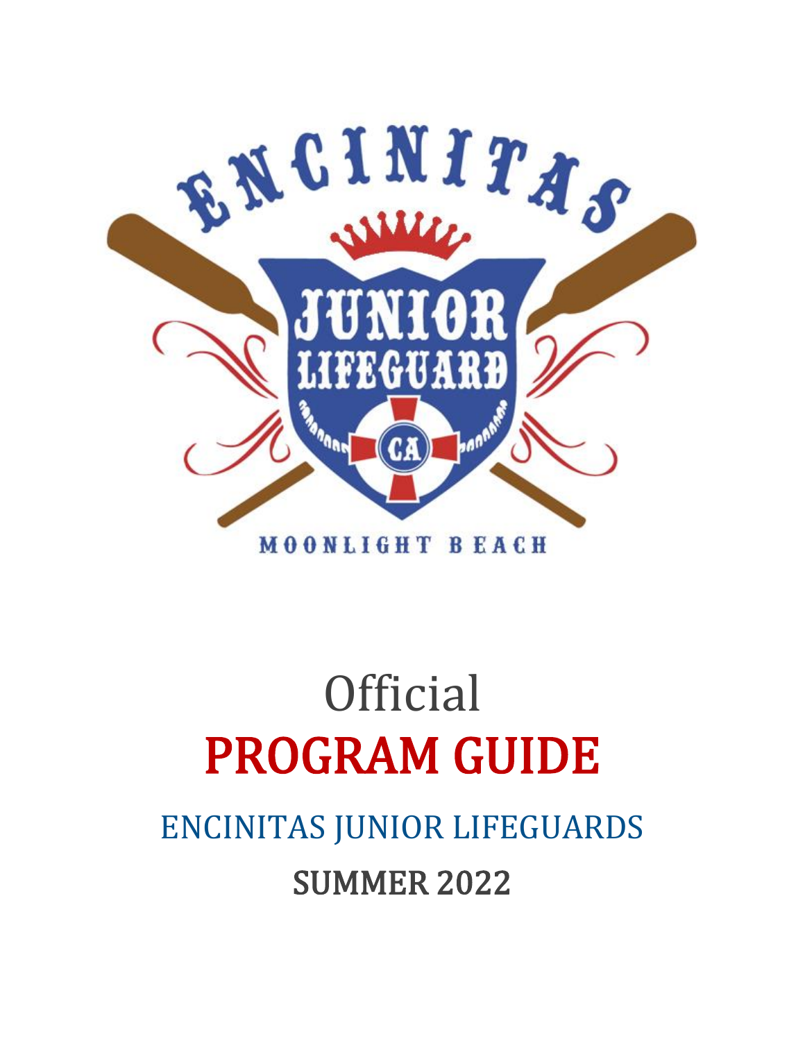ENCINITAS

JUNIOR LIFEGUARD

CA

MOONLIGHT BEACH

# Official

# PROGRAM GUIDE

## ENCINITAS JUNIOR LIFEGUARDS

## SUMMER 2022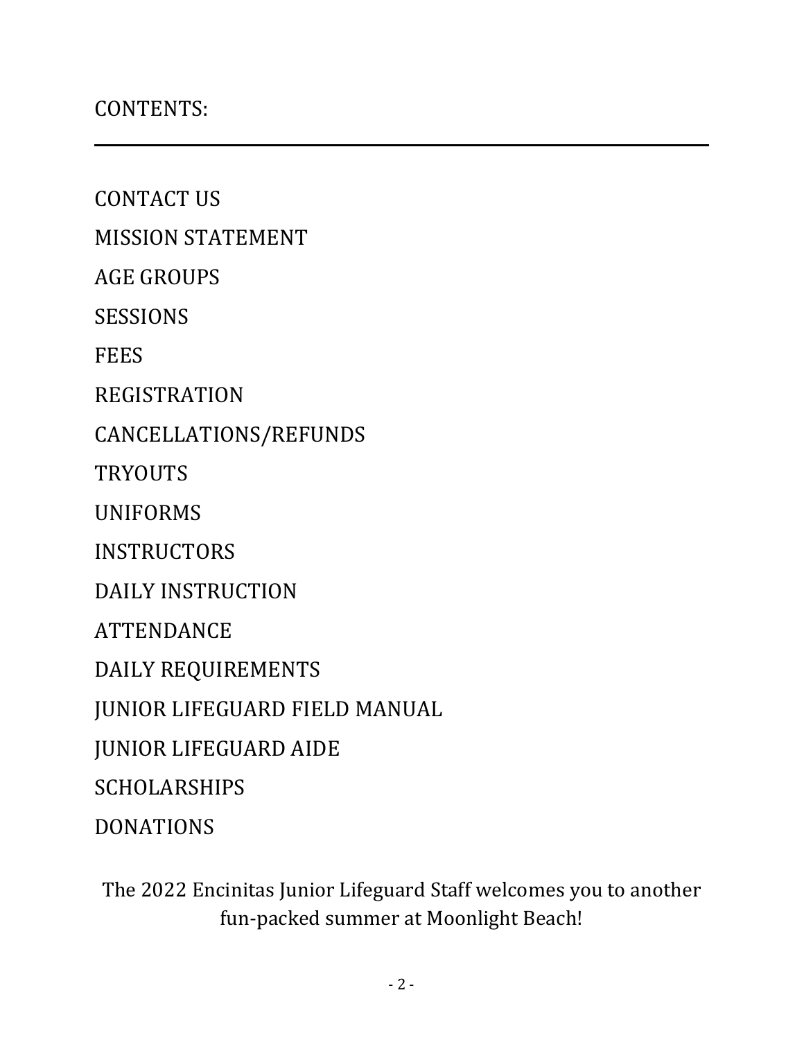## CONTENTS:

---

CONTACT US

MISSION STATEMENT

AGE GROUPS

SESSIONS

FEES

REGISTRATION

CANCELLATIONS/REFUNDS

TRYOUTS

UNIFORMS

INSTRUCTORS

DAILY INSTRUCTION

ATTENDANCE

DAILY REQUIREMENTS

JUNIOR LIFEGUARD FIELD MANUAL

JUNIOR LIFEGUARD AIDE

SCHOLARSHIPS

DONATIONS

The 2022 Encinitas Junior Lifeguard Staff welcomes you to another fun-packed summer at Moonlight Beach!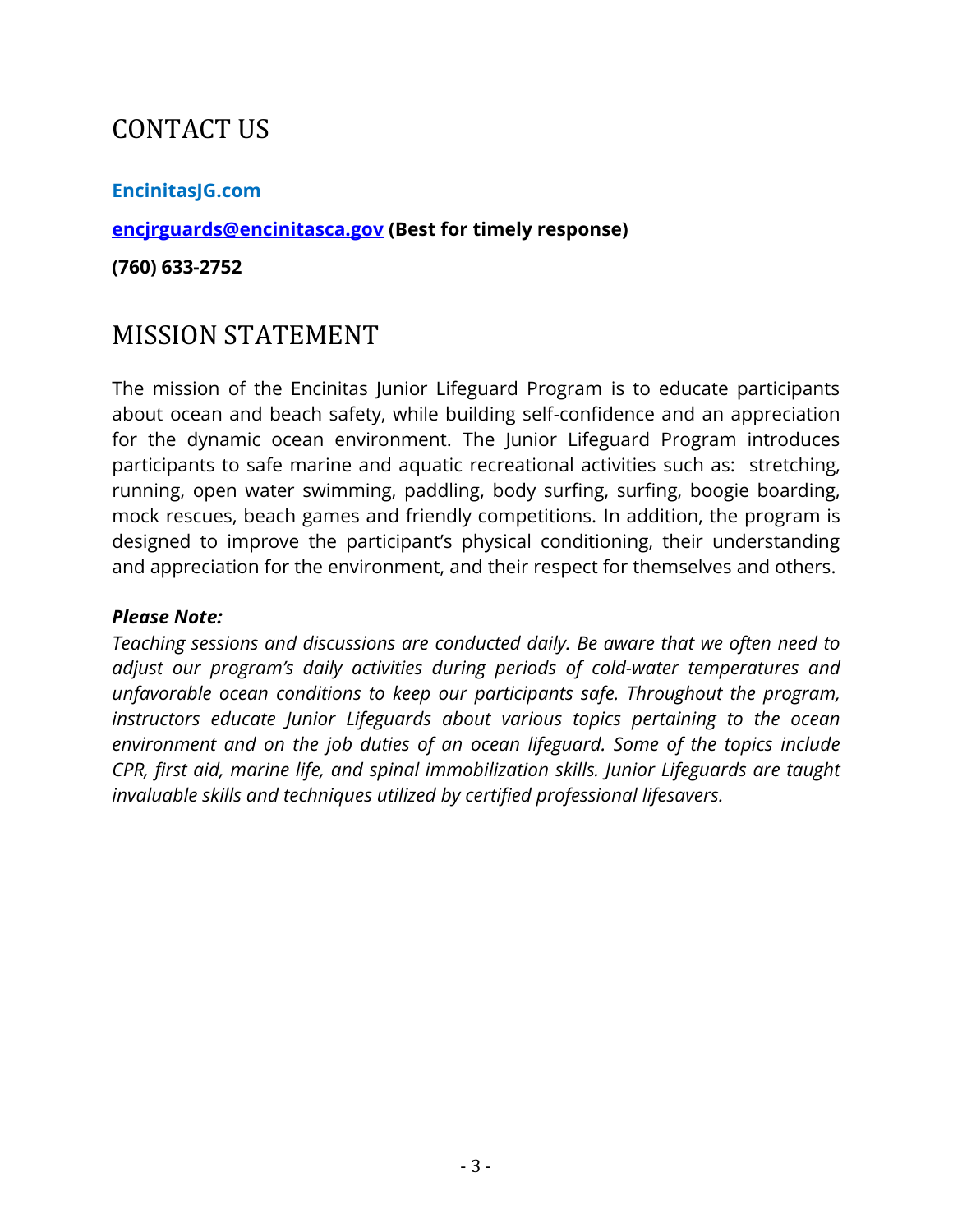## CONTACT US

**EncinitasJG.com**

**encjrguards@encinitasca.gov (Best for timely response)**

**(760) 633-2752**

## MISSION STATEMENT

The mission of the Encinitas Junior Lifeguard Program is to educate participants about ocean and beach safety, while building self-confidence and an appreciation for the dynamic ocean environment. The Junior Lifeguard Program introduces participants to safe marine and aquatic recreational activities such as: stretching, running, open water swimming, paddling, body surfing, surfing, boogie boarding, mock rescues, beach games and friendly competitions. In addition, the program is designed to improve the participant's physical conditioning, their understanding and appreciation for the environment, and their respect for themselves and others.

***Please Note:***

*Teaching sessions and discussions are conducted daily. Be aware that we often need to adjust our program's daily activities during periods of cold-water temperatures and unfavorable ocean conditions to keep our participants safe. Throughout the program, instructors educate Junior Lifeguards about various topics pertaining to the ocean environment and on the job duties of an ocean lifeguard. Some of the topics include CPR, first aid, marine life, and spinal immobilization skills. Junior Lifeguards are taught invaluable skills and techniques utilized by certified professional lifesavers.*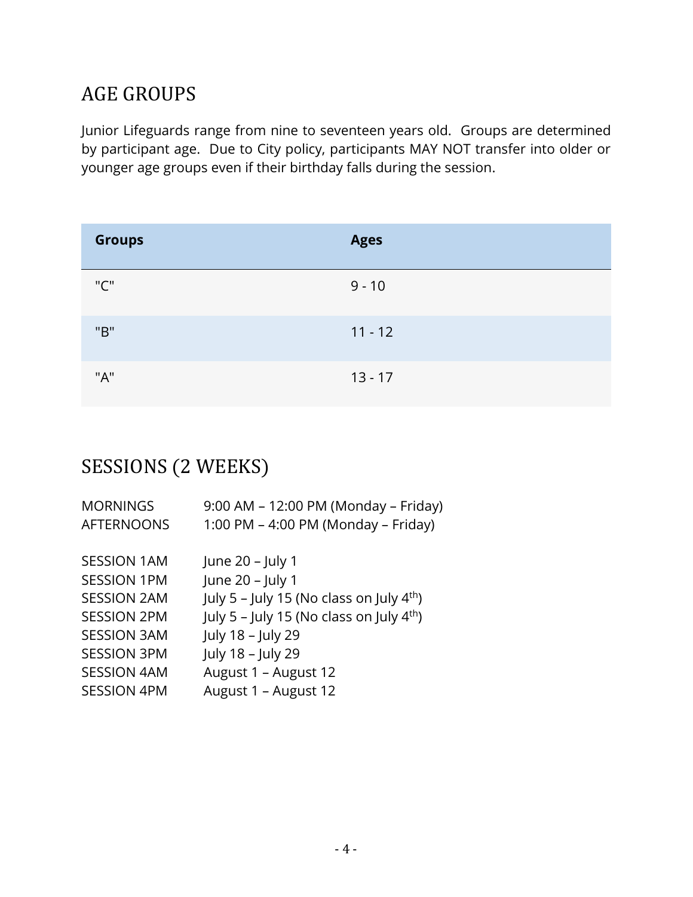## AGE GROUPS

Junior Lifeguards range from nine to seventeen years old. Groups are determined by participant age. Due to City policy, participants MAY NOT transfer into older or younger age groups even if their birthday falls during the session.

| Groups | Ages |
|---|---|
| "C" | 9 - 10 |
| "B" | 11 - 12 |
| "A" | 13 - 17 |

## SESSIONS (2 WEEKS)

MORNINGS 9:00 AM – 12:00 PM (Monday – Friday)
AFTERNOONS 1:00 PM – 4:00 PM (Monday – Friday)

SESSION 1AM June 20 – July 1
SESSION 1PM June 20 – July 1
SESSION 2AM July 5 – July 15 (No class on July 4th)
SESSION 2PM July 5 – July 15 (No class on July 4th)
SESSION 3AM July 18 – July 29
SESSION 3PM July 18 – July 29
SESSION 4AM August 1 – August 12
SESSION 4PM August 1 – August 12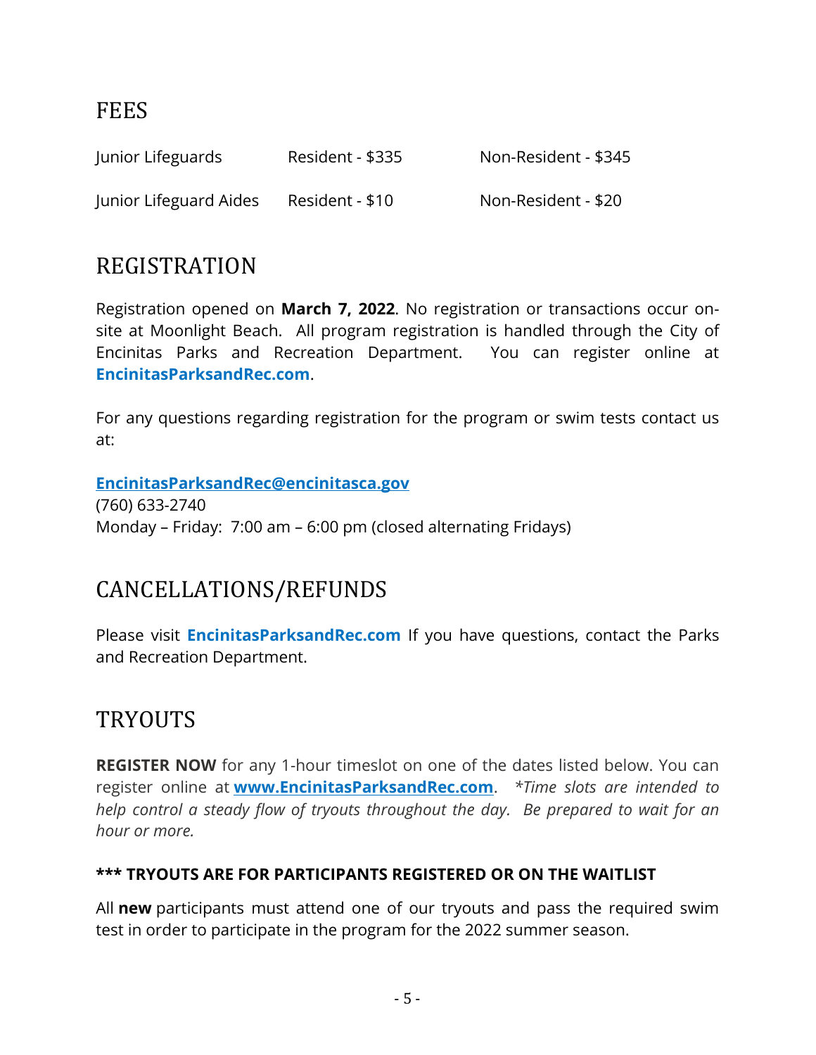## FEES

| | | |
|---|---|---|
| Junior Lifeguards | Resident - $335 | Non-Resident - $345 |
| Junior Lifeguard Aides | Resident - $10 | Non-Resident - $20 |

## REGISTRATION

Registration opened on **March 7, 2022**. No registration or transactions occur on-site at Moonlight Beach. All program registration is handled through the City of Encinitas Parks and Recreation Department. You can register online at **EncinitasParksandRec.com**.

For any questions regarding registration for the program or swim tests contact us at:

**EncinitasParksandRec@encinitasca.gov**
(760) 633-2740
Monday – Friday: 7:00 am – 6:00 pm (closed alternating Fridays)

## CANCELLATIONS/REFUNDS

Please visit **EncinitasParksandRec.com** If you have questions, contact the Parks and Recreation Department.

## TRYOUTS

**REGISTER NOW** for any 1-hour timeslot on one of the dates listed below. You can register online at **www.EncinitasParksandRec.com**. *\*Time slots are intended to help control a steady flow of tryouts throughout the day. Be prepared to wait for an hour or more.*

**\*\*\* TRYOUTS ARE FOR PARTICIPANTS REGISTERED OR ON THE WAITLIST**

All **new** participants must attend one of our tryouts and pass the required swim test in order to participate in the program for the 2022 summer season.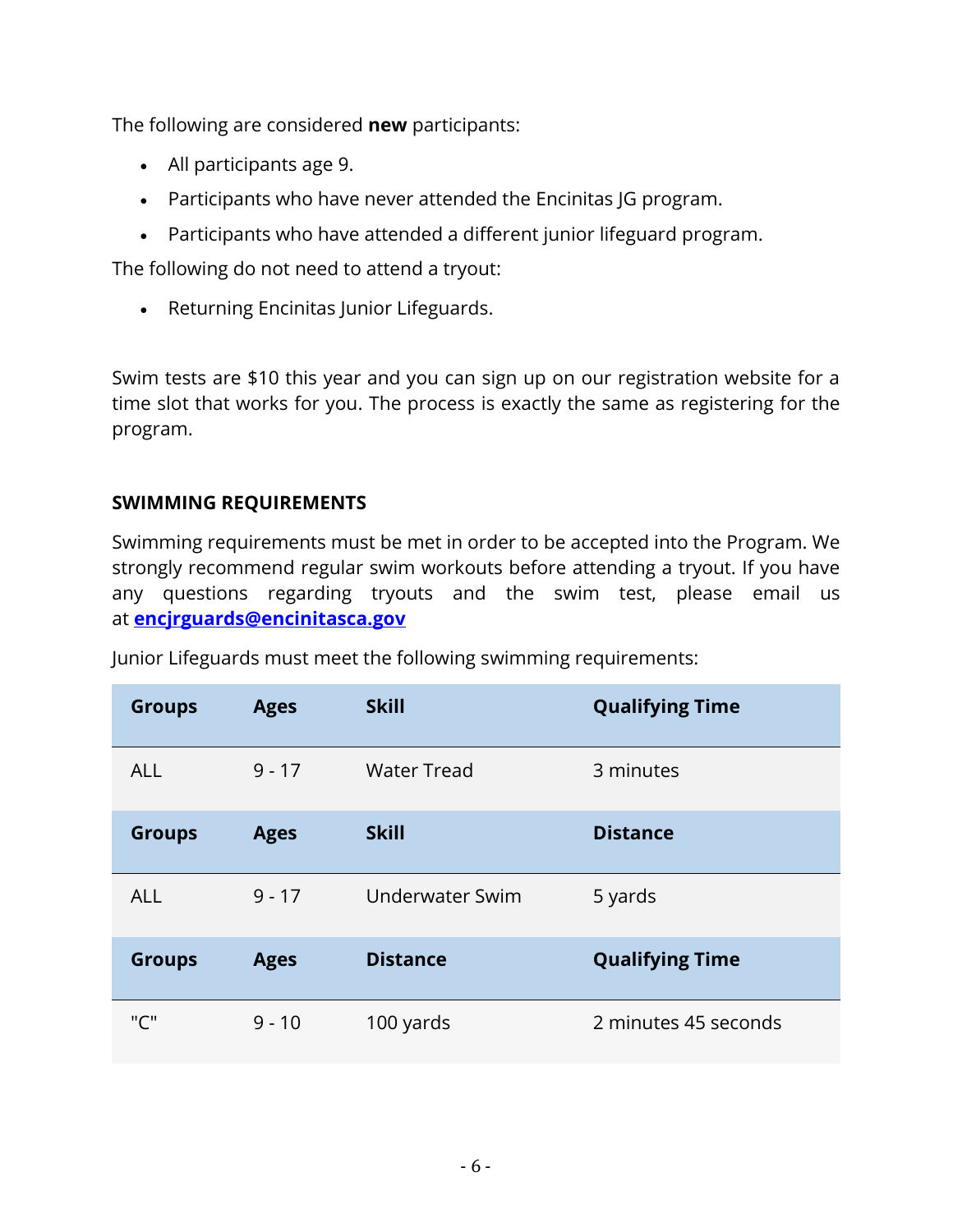The following are considered **new** participants:

- All participants age 9.
- Participants who have never attended the Encinitas JG program.
- Participants who have attended a different junior lifeguard program.

The following do not need to attend a tryout:

- Returning Encinitas Junior Lifeguards.

Swim tests are $10 this year and you can sign up on our registration website for a time slot that works for you. The process is exactly the same as registering for the program.

## SWIMMING REQUIREMENTS

Swimming requirements must be met in order to be accepted into the Program. We strongly recommend regular swim workouts before attending a tryout. If you have any questions regarding tryouts and the swim test, please email us at **encjrguards@encinitasca.gov**

Junior Lifeguards must meet the following swimming requirements:

| Groups | Ages | Skill | Qualifying Time |
|---|---|---|---|
| ALL | 9 - 17 | Water Tread | 3 minutes |
| **Groups** | **Ages** | **Skill** | **Distance** |
| ALL | 9 - 17 | Underwater Swim | 5 yards |
| **Groups** | **Ages** | **Distance** | **Qualifying Time** |
| "C" | 9 - 10 | 100 yards | 2 minutes 45 seconds |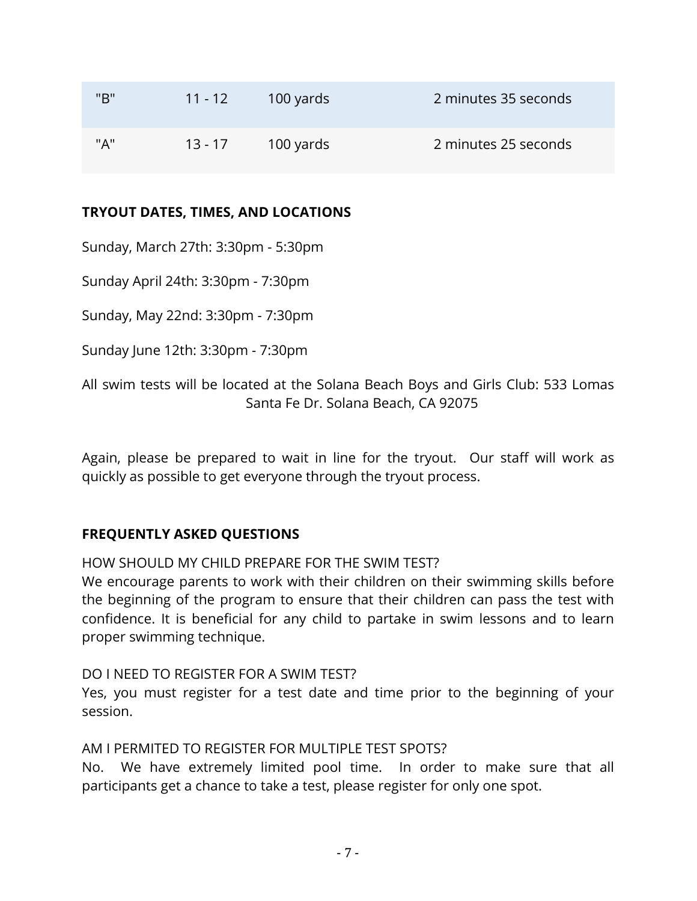| "B" | 11 - 12 | 100 yards | 2 minutes 35 seconds |
|---|---|---|---|
| "A" | 13 - 17 | 100 yards | 2 minutes 25 seconds |

**TRYOUT DATES, TIMES, AND LOCATIONS**

Sunday, March 27th: 3:30pm - 5:30pm

Sunday April 24th: 3:30pm - 7:30pm

Sunday, May 22nd: 3:30pm - 7:30pm

Sunday June 12th: 3:30pm - 7:30pm

All swim tests will be located at the Solana Beach Boys and Girls Club: 533 Lomas Santa Fe Dr. Solana Beach, CA 92075

Again, please be prepared to wait in line for the tryout. Our staff will work as quickly as possible to get everyone through the tryout process.

**FREQUENTLY ASKED QUESTIONS**

HOW SHOULD MY CHILD PREPARE FOR THE SWIM TEST?
We encourage parents to work with their children on their swimming skills before the beginning of the program to ensure that their children can pass the test with confidence. It is beneficial for any child to partake in swim lessons and to learn proper swimming technique.

DO I NEED TO REGISTER FOR A SWIM TEST?
Yes, you must register for a test date and time prior to the beginning of your session.

AM I PERMITED TO REGISTER FOR MULTIPLE TEST SPOTS?
No. We have extremely limited pool time. In order to make sure that all participants get a chance to take a test, please register for only one spot.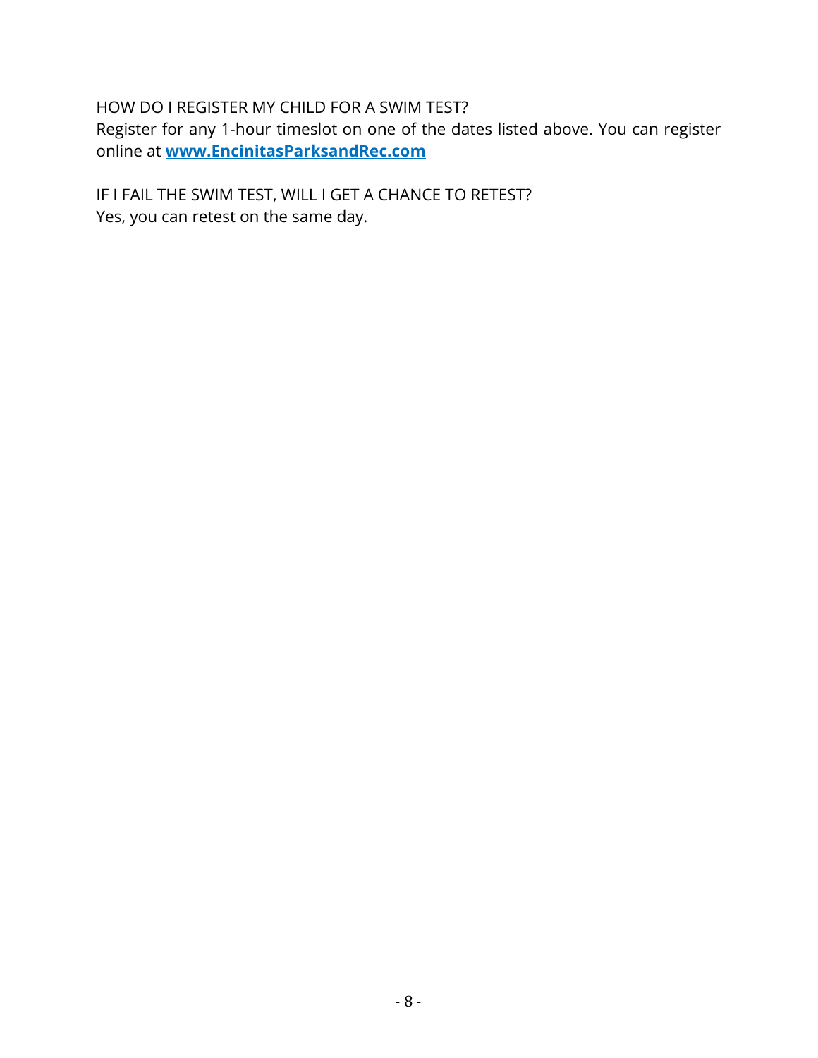HOW DO I REGISTER MY CHILD FOR A SWIM TEST?
Register for any 1-hour timeslot on one of the dates listed above. You can register online at **[www.EncinitasParksandRec.com](http://www.EncinitasParksandRec.com)**

IF I FAIL THE SWIM TEST, WILL I GET A CHANCE TO RETEST?
Yes, you can retest on the same day.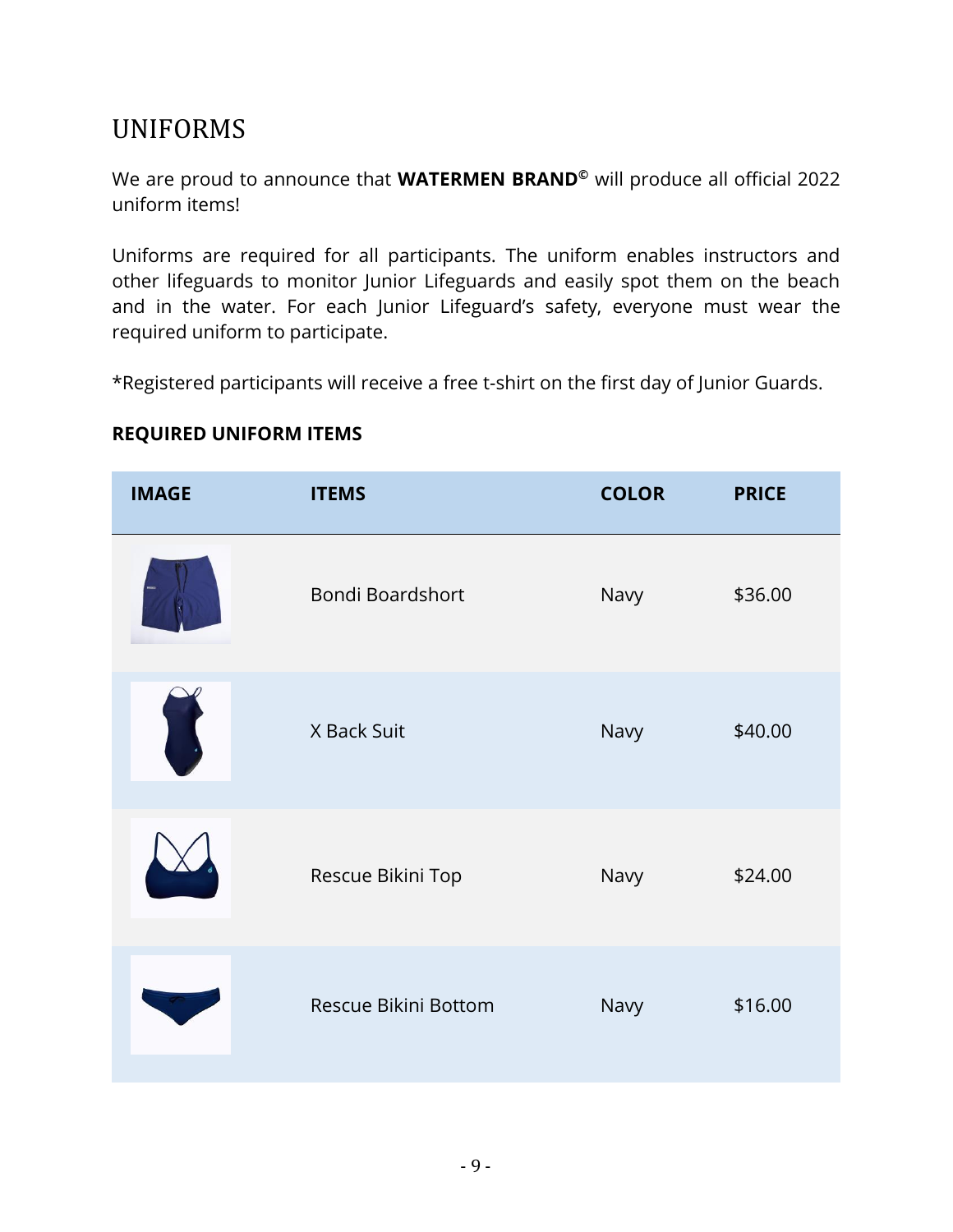# UNIFORMS

We are proud to announce that **WATERMEN BRAND©** will produce all official 2022 uniform items!

Uniforms are required for all participants. The uniform enables instructors and other lifeguards to monitor Junior Lifeguards and easily spot them on the beach and in the water. For each Junior Lifeguard's safety, everyone must wear the required uniform to participate.

*Registered participants will receive a free t-shirt on the first day of Junior Guards.

**REQUIRED UNIFORM ITEMS**

| IMAGE | ITEMS | COLOR | PRICE |
|---|---|---|---|
| | Bondi Boardshort | Navy | $36.00 |
| | X Back Suit | Navy | $40.00 |
| | Rescue Bikini Top | Navy | $24.00 |
| | Rescue Bikini Bottom | Navy | $16.00 |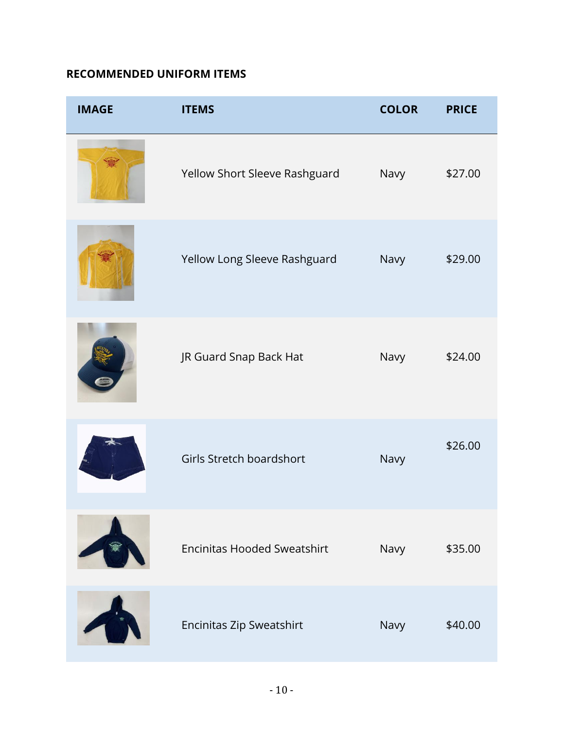**RECOMMENDED UNIFORM ITEMS**

| IMAGE | ITEMS | COLOR | PRICE |
|---|---|---|---|
| | Yellow Short Sleeve Rashguard | Navy | $27.00 |
| | Yellow Long Sleeve Rashguard | Navy | $29.00 |
| | JR Guard Snap Back Hat | Navy | $24.00 |
| | Girls Stretch boardshort | Navy | $26.00 |
| | Encinitas Hooded Sweatshirt | Navy | $35.00 |
| | Encinitas Zip Sweatshirt | Navy | $40.00 |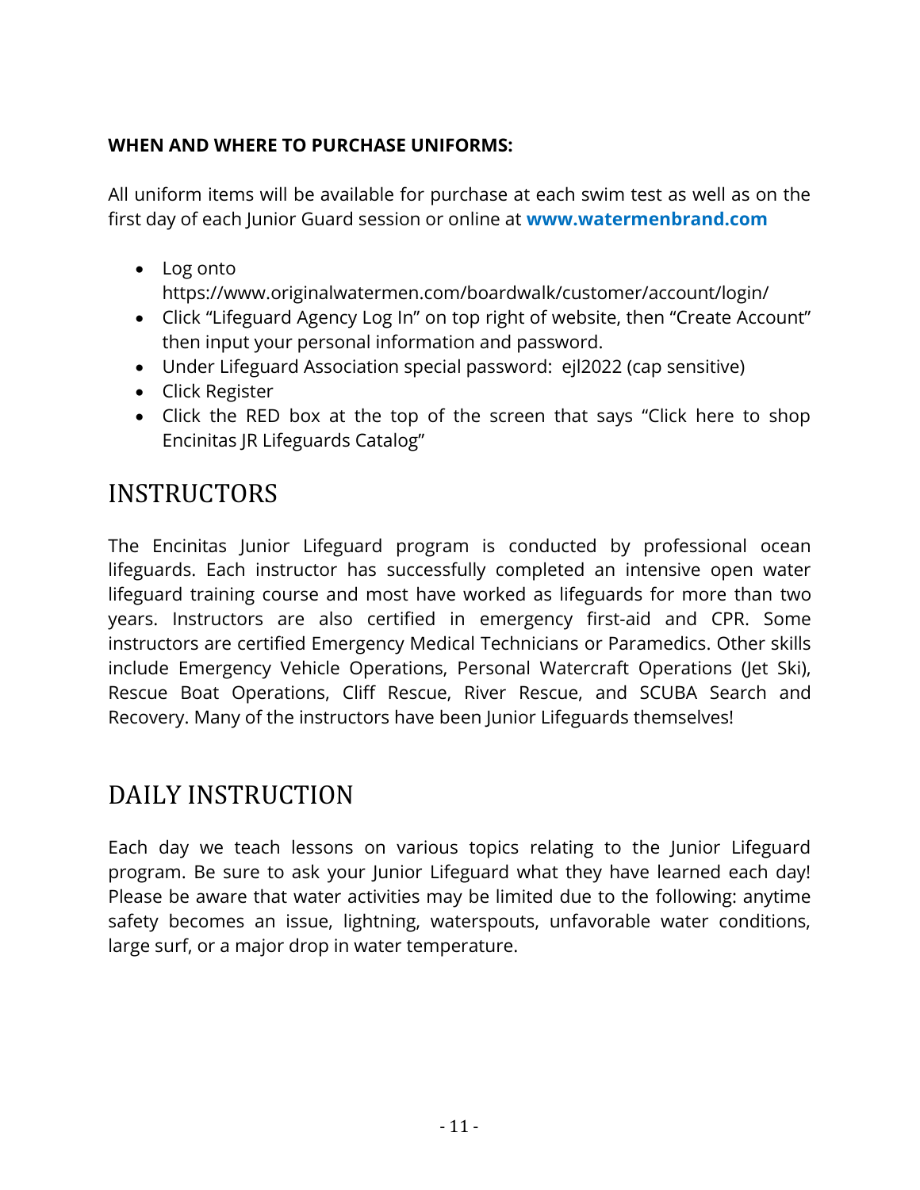**WHEN AND WHERE TO PURCHASE UNIFORMS:**

All uniform items will be available for purchase at each swim test as well as on the first day of each Junior Guard session or online at **www.watermenbrand.com**

- Log onto https://www.originalwatermen.com/boardwalk/customer/account/login/
- Click "Lifeguard Agency Log In" on top right of website, then "Create Account" then input your personal information and password.
- Under Lifeguard Association special password: ejl2022 (cap sensitive)
- Click Register
- Click the RED box at the top of the screen that says "Click here to shop Encinitas JR Lifeguards Catalog"

# INSTRUCTORS

The Encinitas Junior Lifeguard program is conducted by professional ocean lifeguards. Each instructor has successfully completed an intensive open water lifeguard training course and most have worked as lifeguards for more than two years. Instructors are also certified in emergency first-aid and CPR. Some instructors are certified Emergency Medical Technicians or Paramedics. Other skills include Emergency Vehicle Operations, Personal Watercraft Operations (Jet Ski), Rescue Boat Operations, Cliff Rescue, River Rescue, and SCUBA Search and Recovery. Many of the instructors have been Junior Lifeguards themselves!

# DAILY INSTRUCTION

Each day we teach lessons on various topics relating to the Junior Lifeguard program. Be sure to ask your Junior Lifeguard what they have learned each day! Please be aware that water activities may be limited due to the following: anytime safety becomes an issue, lightning, waterspouts, unfavorable water conditions, large surf, or a major drop in water temperature.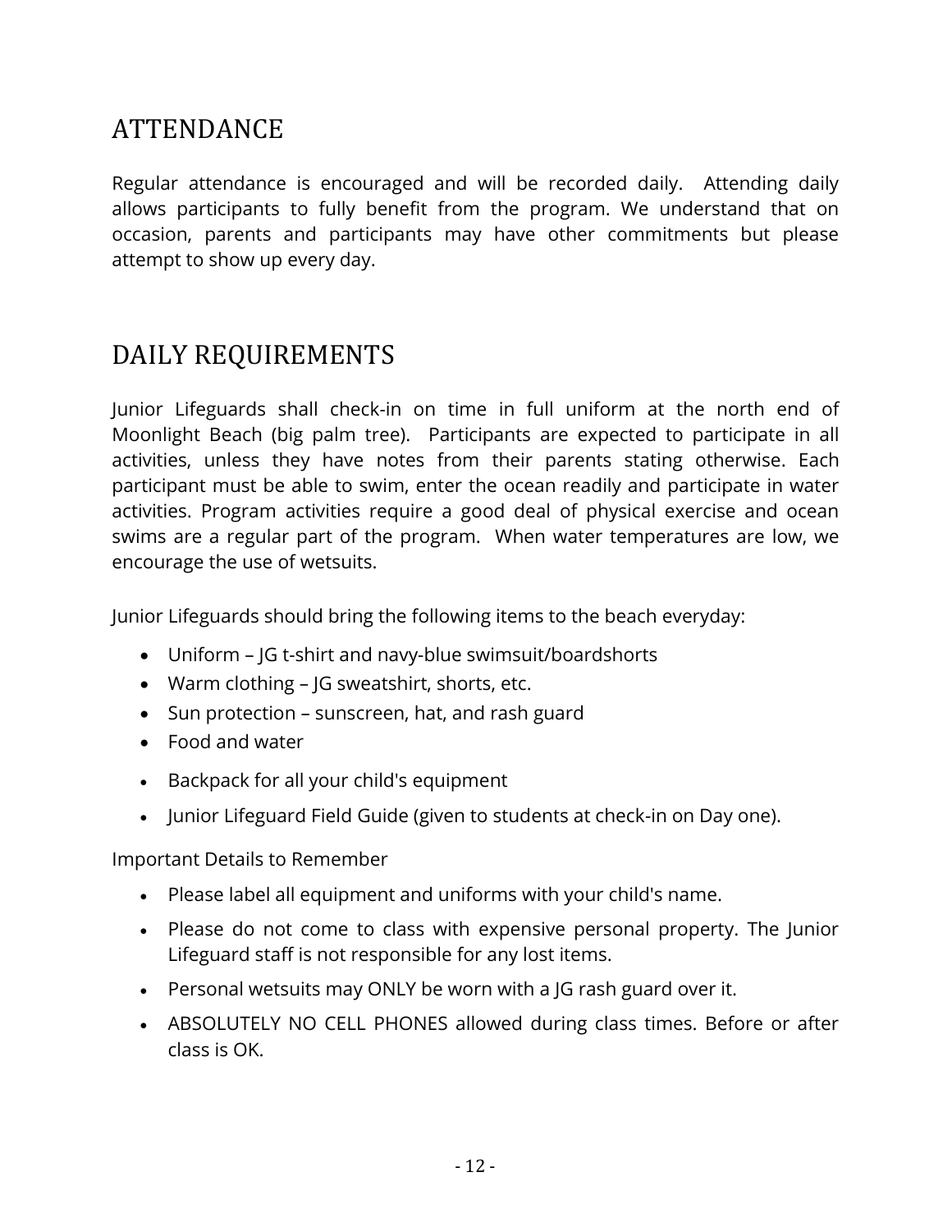# ATTENDANCE

Regular attendance is encouraged and will be recorded daily. Attending daily allows participants to fully benefit from the program. We understand that on occasion, parents and participants may have other commitments but please attempt to show up every day.

# DAILY REQUIREMENTS

Junior Lifeguards shall check-in on time in full uniform at the north end of Moonlight Beach (big palm tree). Participants are expected to participate in all activities, unless they have notes from their parents stating otherwise. Each participant must be able to swim, enter the ocean readily and participate in water activities. Program activities require a good deal of physical exercise and ocean swims are a regular part of the program. When water temperatures are low, we encourage the use of wetsuits.

Junior Lifeguards should bring the following items to the beach everyday:

- Uniform – JG t-shirt and navy-blue swimsuit/boardshorts
- Warm clothing – JG sweatshirt, shorts, etc.
- Sun protection – sunscreen, hat, and rash guard
- Food and water
- Backpack for all your child's equipment
- Junior Lifeguard Field Guide (given to students at check-in on Day one).

Important Details to Remember

- Please label all equipment and uniforms with your child's name.
- Please do not come to class with expensive personal property. The Junior Lifeguard staff is not responsible for any lost items.
- Personal wetsuits may ONLY be worn with a JG rash guard over it.
- ABSOLUTELY NO CELL PHONES allowed during class times. Before or after class is OK.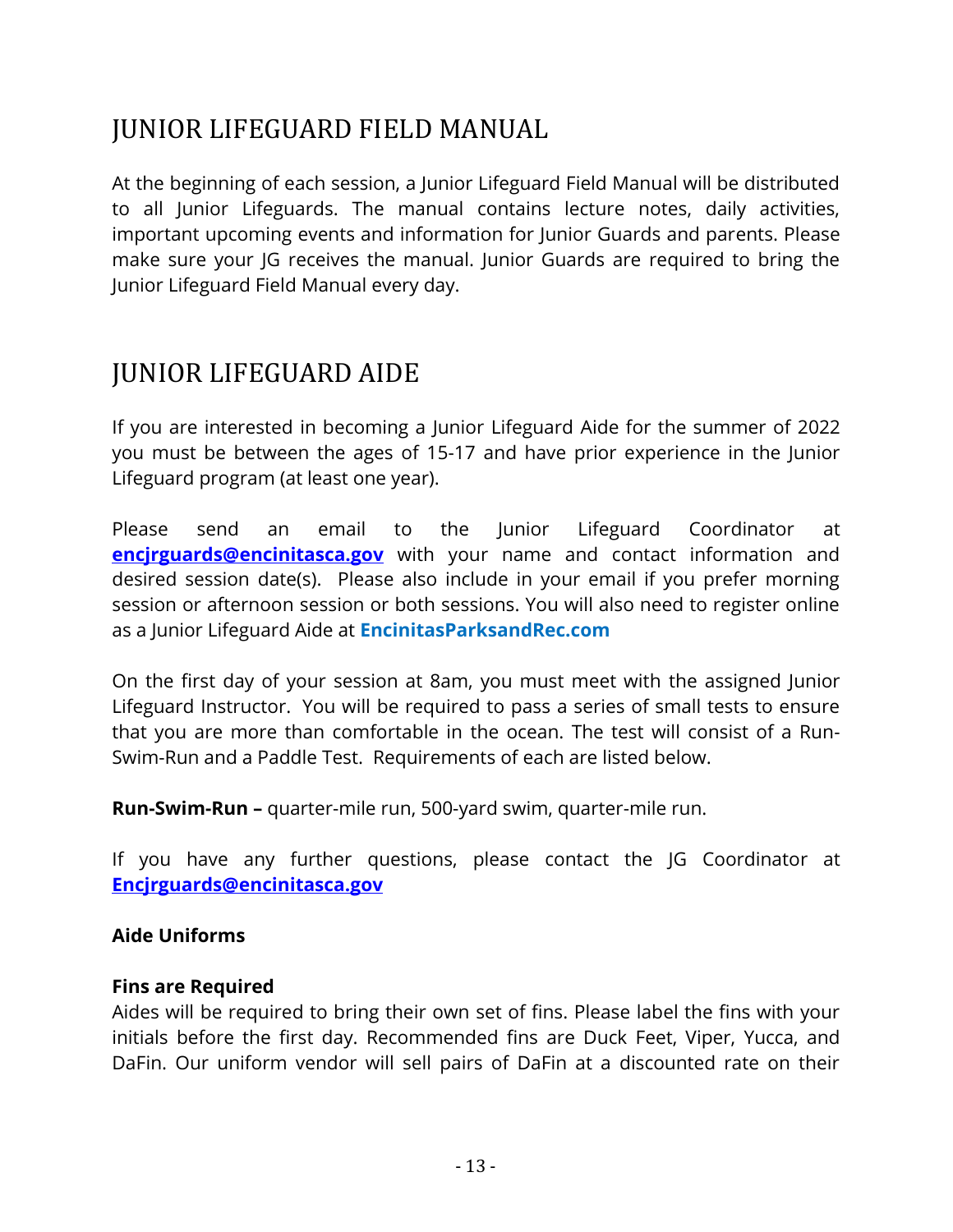# JUNIOR LIFEGUARD FIELD MANUAL

At the beginning of each session, a Junior Lifeguard Field Manual will be distributed to all Junior Lifeguards. The manual contains lecture notes, daily activities, important upcoming events and information for Junior Guards and parents. Please make sure your JG receives the manual. Junior Guards are required to bring the Junior Lifeguard Field Manual every day.

# JUNIOR LIFEGUARD AIDE

If you are interested in becoming a Junior Lifeguard Aide for the summer of 2022 you must be between the ages of 15-17 and have prior experience in the Junior Lifeguard program (at least one year).

Please send an email to the Junior Lifeguard Coordinator at **encjrguards@encinitasca.gov** with your name and contact information and desired session date(s). Please also include in your email if you prefer morning session or afternoon session or both sessions. You will also need to register online as a Junior Lifeguard Aide at **EncinitasParksandRec.com**

On the first day of your session at 8am, you must meet with the assigned Junior Lifeguard Instructor. You will be required to pass a series of small tests to ensure that you are more than comfortable in the ocean. The test will consist of a Run-Swim-Run and a Paddle Test. Requirements of each are listed below.

**Run-Swim-Run –** quarter-mile run, 500-yard swim, quarter-mile run.

If you have any further questions, please contact the JG Coordinator at **Encjrguards@encinitasca.gov**

**Aide Uniforms**

**Fins are Required**
Aides will be required to bring their own set of fins. Please label the fins with your initials before the first day. Recommended fins are Duck Feet, Viper, Yucca, and DaFin. Our uniform vendor will sell pairs of DaFin at a discounted rate on their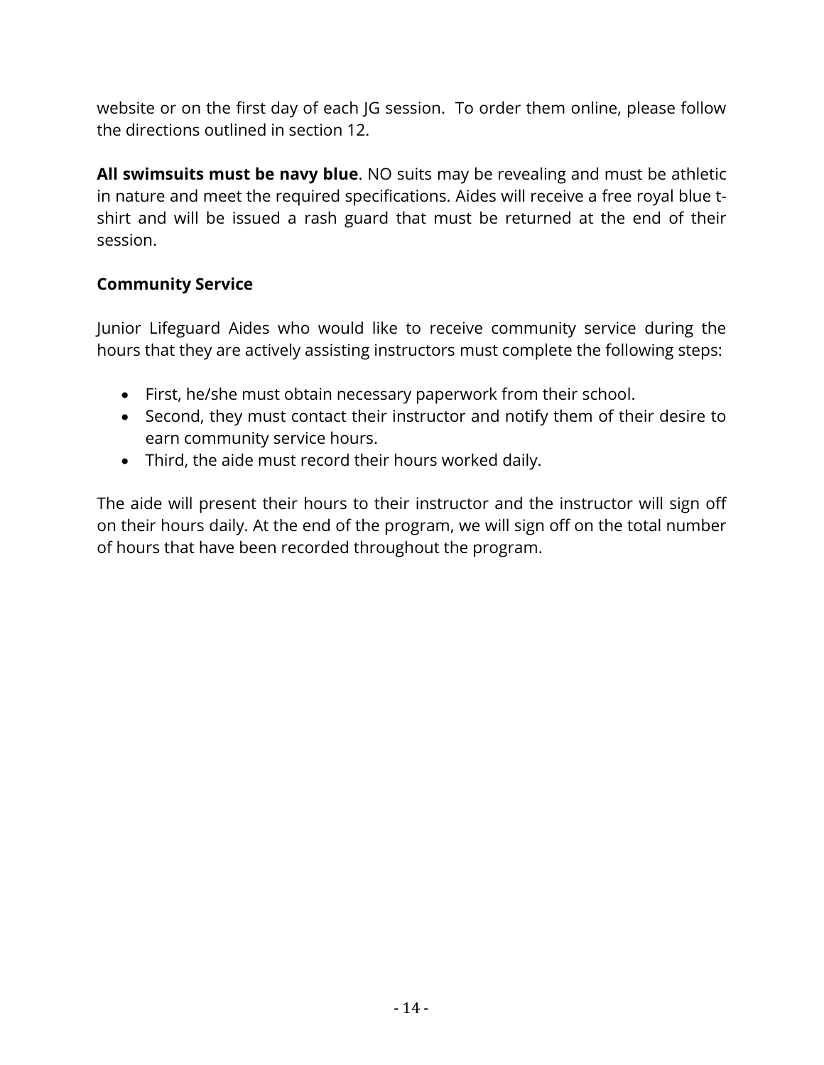website or on the first day of each JG session.  To order them online, please follow the directions outlined in section 12.

**All swimsuits must be navy blue**. NO suits may be revealing and must be athletic in nature and meet the required specifications. Aides will receive a free royal blue t-shirt and will be issued a rash guard that must be returned at the end of their session.

### Community Service

Junior Lifeguard Aides who would like to receive community service during the hours that they are actively assisting instructors must complete the following steps:

- First, he/she must obtain necessary paperwork from their school.
- Second, they must contact their instructor and notify them of their desire to earn community service hours.
- Third, the aide must record their hours worked daily.

The aide will present their hours to their instructor and the instructor will sign off on their hours daily. At the end of the program, we will sign off on the total number of hours that have been recorded throughout the program.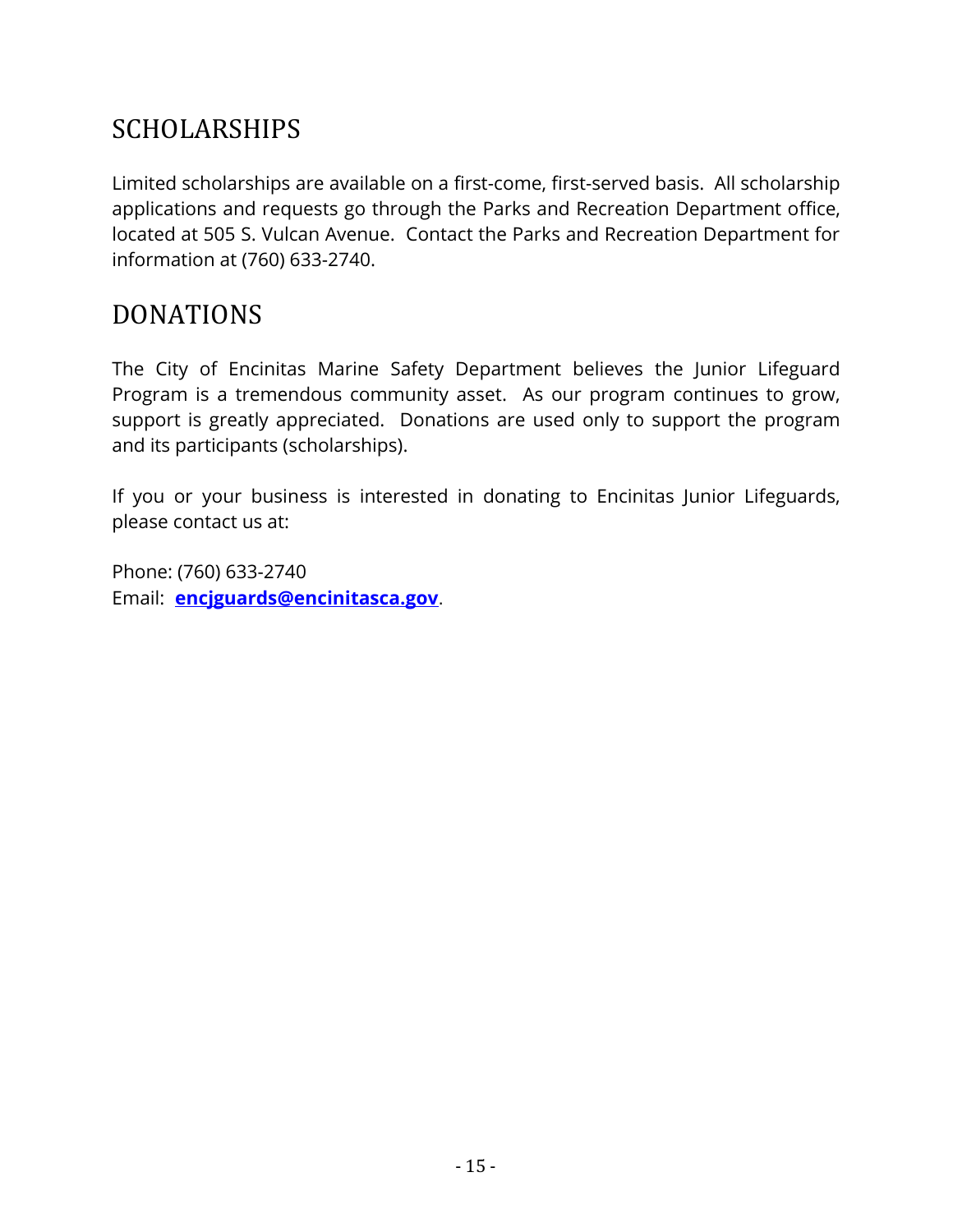## SCHOLARSHIPS

Limited scholarships are available on a first-come, first-served basis. All scholarship applications and requests go through the Parks and Recreation Department office, located at 505 S. Vulcan Avenue. Contact the Parks and Recreation Department for information at (760) 633-2740.

## DONATIONS

The City of Encinitas Marine Safety Department believes the Junior Lifeguard Program is a tremendous community asset. As our program continues to grow, support is greatly appreciated. Donations are used only to support the program and its participants (scholarships).

If you or your business is interested in donating to Encinitas Junior Lifeguards, please contact us at:

Phone: (760) 633-2740
Email: **encjguards@encinitasca.gov**.